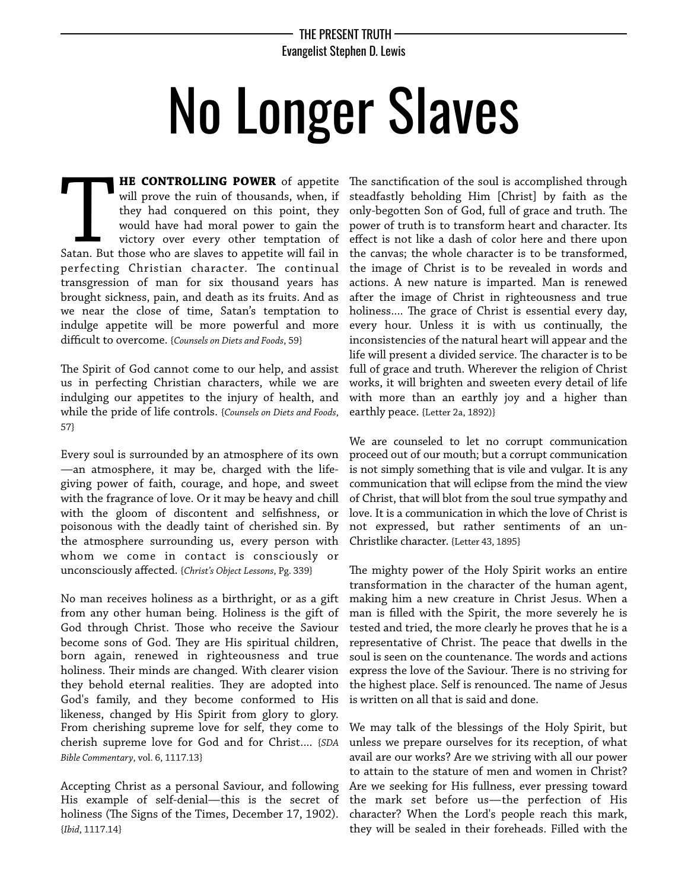THE PRESENT TRUTH

Evangelist Stephen D. Lewis

# No Longer Slaves

**THE CONTROLLING POWER** of appetite will prove the ruin of thousands, when, if they had conquered on this point, they would have had moral power to gain the victory over every other temptation of Satan. But those who are slaves to appetite will fail in perfecting Christian character. The continual transgression of man for six thousand years has brought sickness, pain, and death as its fruits. And as we near the close of time, Satan's temptation to indulge appetite will be more powerful and more difficult to overcome. {*Counsels on Diets and Foods*, 59}

The Spirit of God cannot come to our help, and assist us in perfecting Christian characters, while we are indulging our appetites to the injury of health, and while the pride of life controls. {*Counsels on Diets and Foods*, 57}

Every soul is surrounded by an atmosphere of its own—an atmosphere, it may be, charged with the life-giving power of faith, courage, and hope, and sweet with the fragrance of love. Or it may be heavy and chill with the gloom of discontent and selfishness, or poisonous with the deadly taint of cherished sin. By the atmosphere surrounding us, every person with whom we come in contact is consciously or unconsciously affected. {*Christ's Object Lessons*, Pg. 339}

No man receives holiness as a birthright, or as a gift from any other human being. Holiness is the gift of God through Christ. Those who receive the Saviour become sons of God. They are His spiritual children, born again, renewed in righteousness and true holiness. Their minds are changed. With clearer vision they behold eternal realities. They are adopted into God's family, and they become conformed to His likeness, changed by His Spirit from glory to glory. From cherishing supreme love for self, they come to cherish supreme love for God and for Christ.... {*SDA Bible Commentary*, vol. 6, 1117.13}

Accepting Christ as a personal Saviour, and following His example of self-denial—this is the secret of holiness (The Signs of the Times, December 17, 1902). {*Ibid*, 1117.14}

The sanctification of the soul is accomplished through steadfastly beholding Him [Christ] by faith as the only-begotten Son of God, full of grace and truth. The power of truth is to transform heart and character. Its effect is not like a dash of color here and there upon the canvas; the whole character is to be transformed, the image of Christ is to be revealed in words and actions. A new nature is imparted. Man is renewed after the image of Christ in righteousness and true holiness.... The grace of Christ is essential every day, every hour. Unless it is with us continually, the inconsistencies of the natural heart will appear and the life will present a divided service. The character is to be full of grace and truth. Wherever the religion of Christ works, it will brighten and sweeten every detail of life with more than an earthly joy and a higher than earthly peace. {Letter 2a, 1892)}

We are counseled to let no corrupt communication proceed out of our mouth; but a corrupt communication is not simply something that is vile and vulgar. It is any communication that will eclipse from the mind the view of Christ, that will blot from the soul true sympathy and love. It is a communication in which the love of Christ is not expressed, but rather sentiments of an un-Christlike character. {Letter 43, 1895}

The mighty power of the Holy Spirit works an entire transformation in the character of the human agent, making him a new creature in Christ Jesus. When a man is filled with the Spirit, the more severely he is tested and tried, the more clearly he proves that he is a representative of Christ. The peace that dwells in the soul is seen on the countenance. The words and actions express the love of the Saviour. There is no striving for the highest place. Self is renounced. The name of Jesus is written on all that is said and done.

We may talk of the blessings of the Holy Spirit, but unless we prepare ourselves for its reception, of what avail are our works? Are we striving with all our power to attain to the stature of men and women in Christ? Are we seeking for His fullness, ever pressing toward the mark set before us—the perfection of His character? When the Lord's people reach this mark, they will be sealed in their foreheads. Filled with the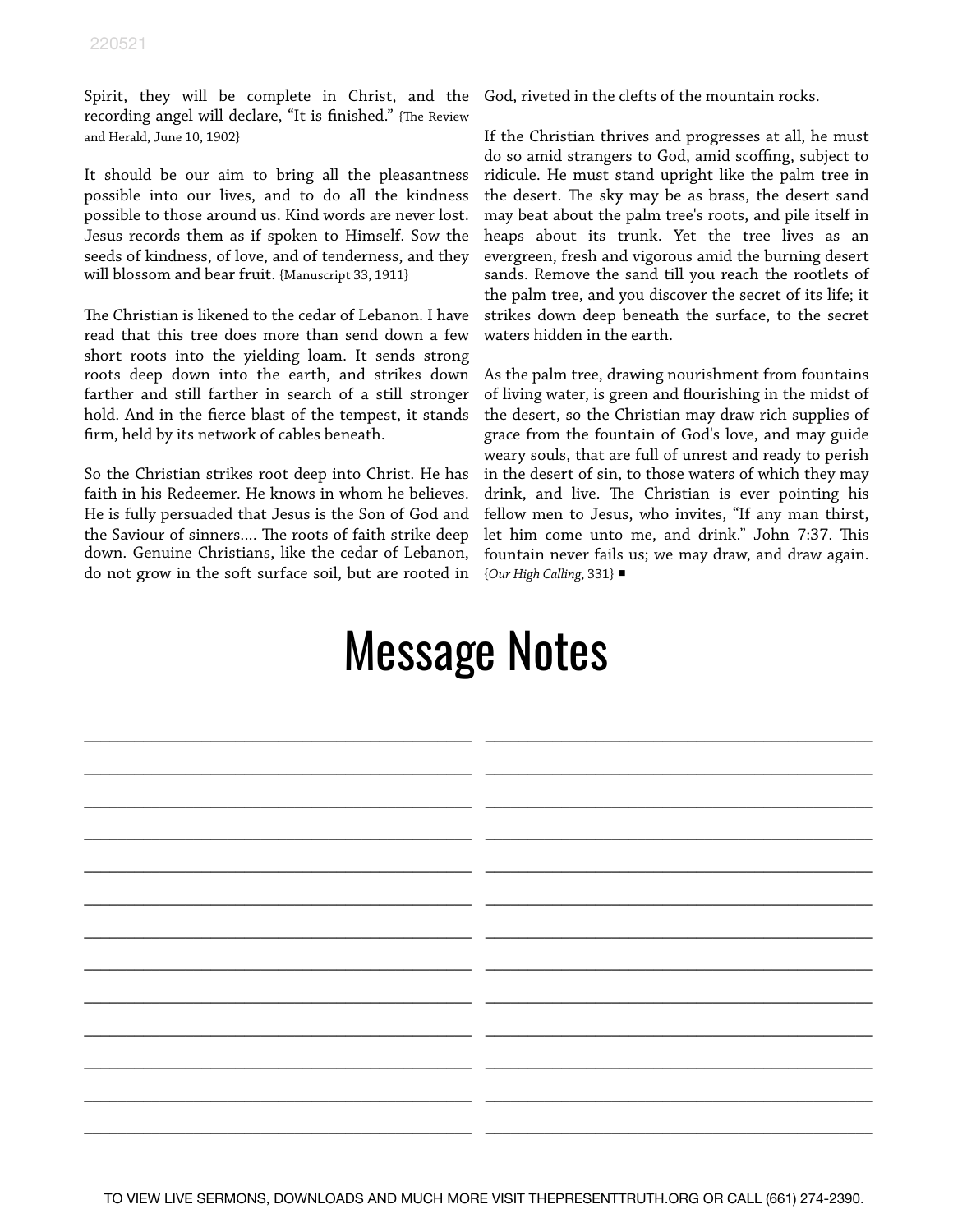Spirit, they will be complete in Christ, and the recording angel will declare, "It is finished." {The Review and Herald, June 10, 1902}

It should be our aim to bring all the pleasantness possible into our lives, and to do all the kindness possible to those around us. Kind words are never lost. Jesus records them as if spoken to Himself. Sow the seeds of kindness, of love, and of tenderness, and they will blossom and bear fruit. {Manuscript 33, 1911}

The Christian is likened to the cedar of Lebanon. I have read that this tree does more than send down a few short roots into the yielding loam. It sends strong roots deep down into the earth, and strikes down farther and still farther in search of a still stronger hold. And in the fierce blast of the tempest, it stands firm, held by its network of cables beneath.

So the Christian strikes root deep into Christ. He has faith in his Redeemer. He knows in whom he believes. He is fully persuaded that Jesus is the Son of God and the Saviour of sinners.... The roots of faith strike deep down. Genuine Christians, like the cedar of Lebanon, do not grow in the soft surface soil, but are rooted in God, riveted in the clefts of the mountain rocks.

If the Christian thrives and progresses at all, he must do so amid strangers to God, amid scoffing, subject to ridicule. He must stand upright like the palm tree in the desert. The sky may be as brass, the desert sand may beat about the palm tree's roots, and pile itself in heaps about its trunk. Yet the tree lives as an evergreen, fresh and vigorous amid the burning desert sands. Remove the sand till you reach the rootlets of the palm tree, and you discover the secret of its life; it strikes down deep beneath the surface, to the secret waters hidden in the earth.

As the palm tree, drawing nourishment from fountains of living water, is green and flourishing in the midst of the desert, so the Christian may draw rich supplies of grace from the fountain of God's love, and may guide weary souls, that are full of unrest and ready to perish in the desert of sin, to those waters of which they may drink, and live. The Christian is ever pointing his fellow men to Jesus, who invites, "If any man thirst, let him come unto me, and drink." John 7:37. This fountain never fails us; we may draw, and draw again. {*Our High Calling*, 331} ■

# Message Notes

TO VIEW LIVE SERMONS, DOWNLOADS AND MUCH MORE VISIT THEPRESENTTRUTH.ORG OR CALL (661) 274-2390.